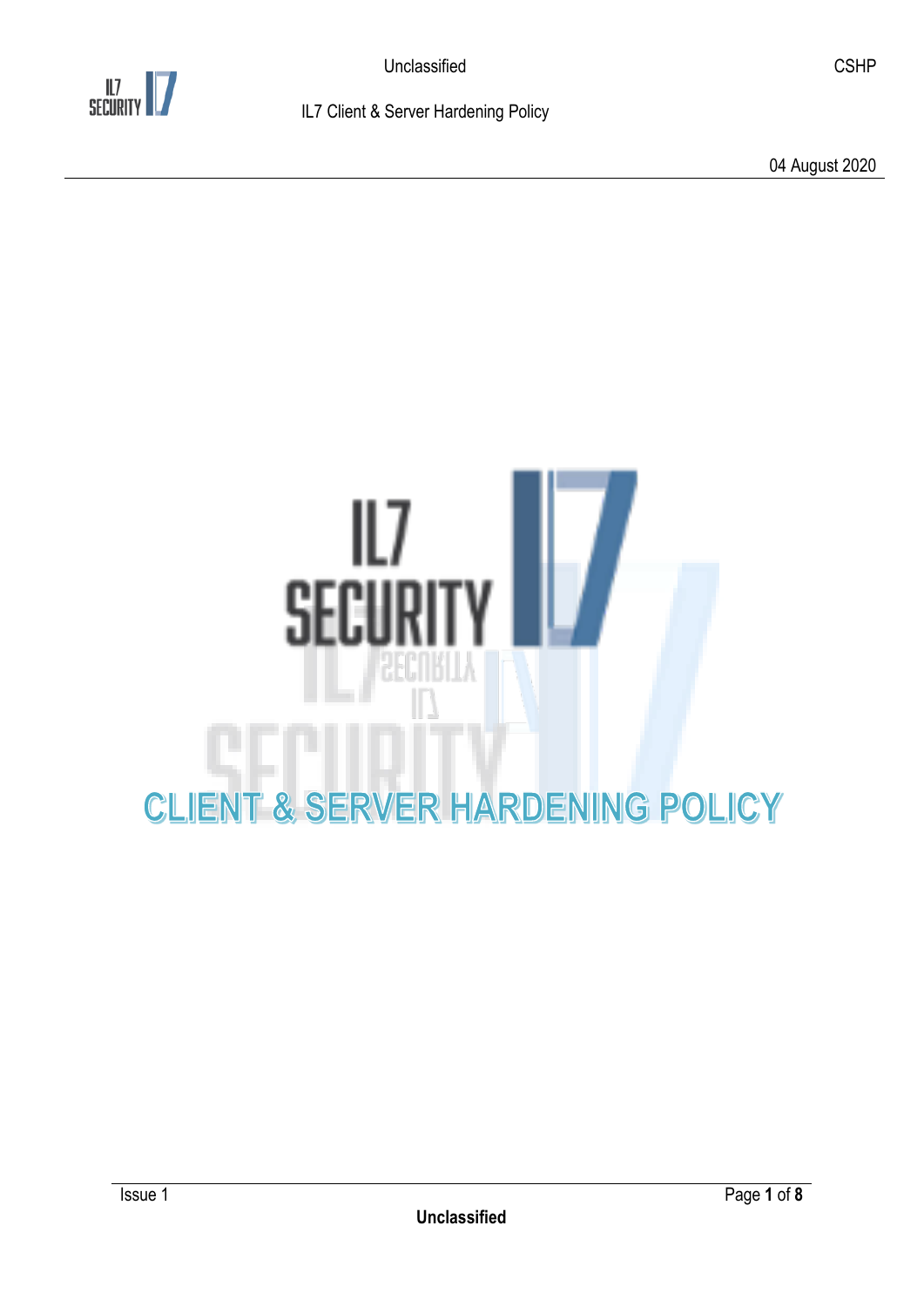# CLIENT & SERVER HARDENING POLICY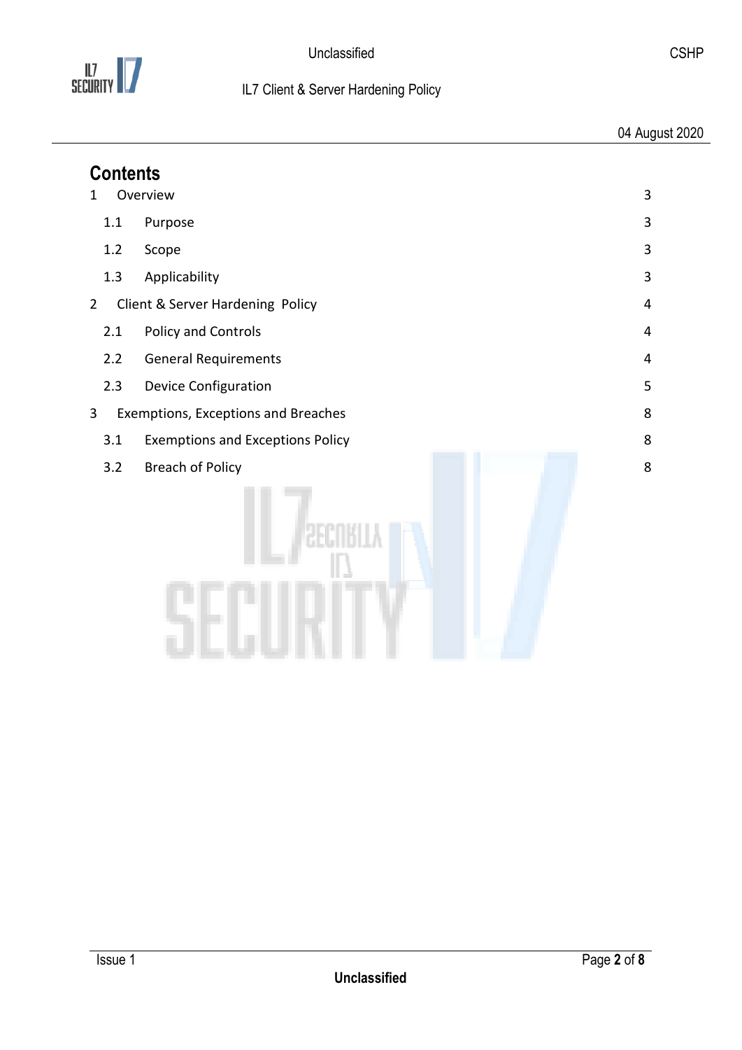# Contents

| | | |
|---|---|---|
| 1 | Overview | 3 |
| 1.1 | Purpose | 3 |
| 1.2 | Scope | 3 |
| 1.3 | Applicability | 3 |
| 2 | Client & Server Hardening Policy | 4 |
| 2.1 | Policy and Controls | 4 |
| 2.2 | General Requirements | 4 |
| 2.3 | Device Configuration | 5 |
| 3 | Exemptions, Exceptions and Breaches | 8 |
| 3.1 | Exemptions and Exceptions Policy | 8 |
| 3.2 | Breach of Policy | 8 |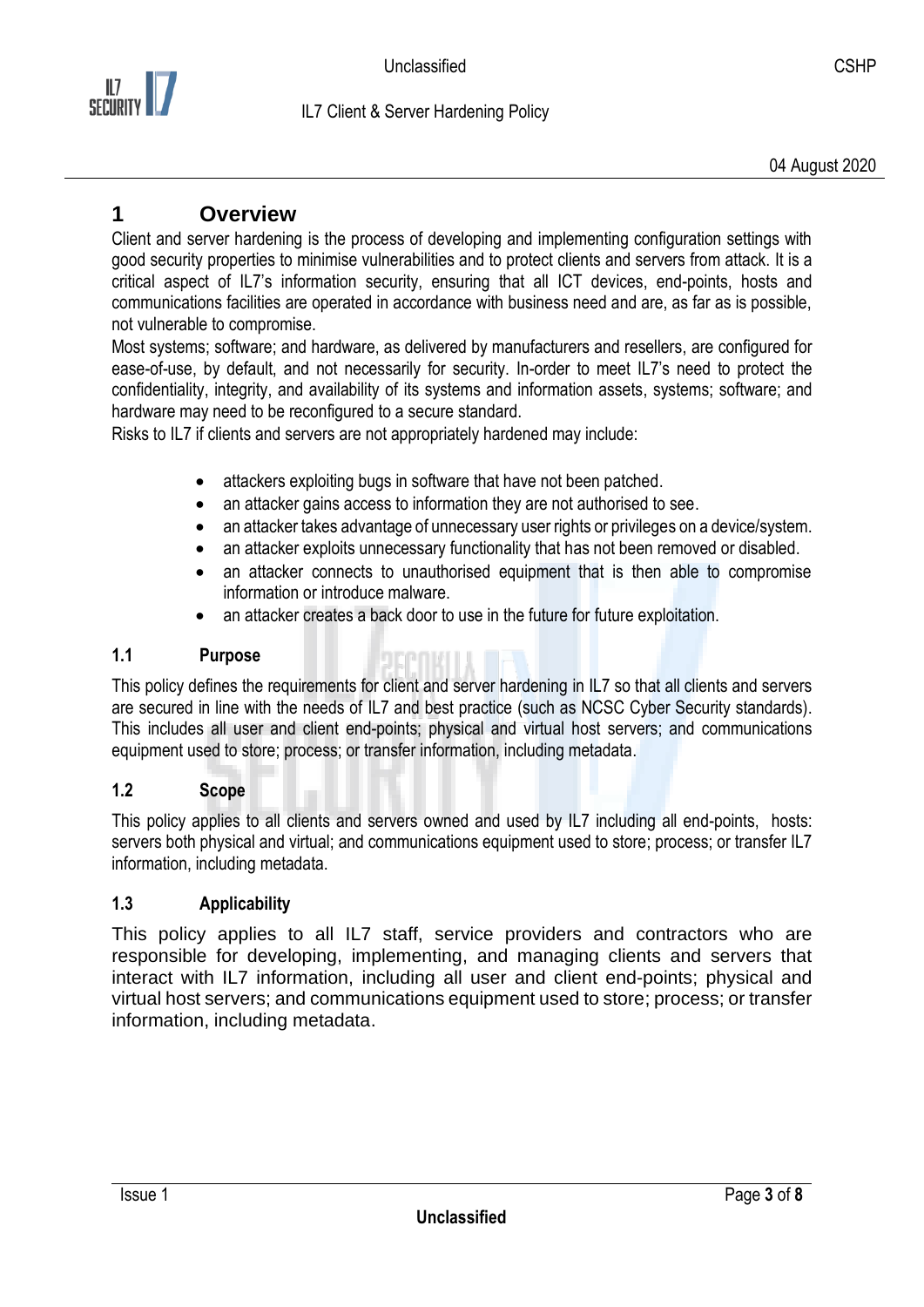# 1 Overview

Client and server hardening is the process of developing and implementing configuration settings with good security properties to minimise vulnerabilities and to protect clients and servers from attack. It is a critical aspect of IL7's information security, ensuring that all ICT devices, end-points, hosts and communications facilities are operated in accordance with business need and are, as far as is possible, not vulnerable to compromise.

Most systems; software; and hardware, as delivered by manufacturers and resellers, are configured for ease-of-use, by default, and not necessarily for security. In-order to meet IL7's need to protect the confidentiality, integrity, and availability of its systems and information assets, systems; software; and hardware may need to be reconfigured to a secure standard.

Risks to IL7 if clients and servers are not appropriately hardened may include:

- attackers exploiting bugs in software that have not been patched.
- an attacker gains access to information they are not authorised to see.
- an attacker takes advantage of unnecessary user rights or privileges on a device/system.
- an attacker exploits unnecessary functionality that has not been removed or disabled.
- an attacker connects to unauthorised equipment that is then able to compromise information or introduce malware.
- an attacker creates a back door to use in the future for future exploitation.

## 1.1 Purpose

This policy defines the requirements for client and server hardening in IL7 so that all clients and servers are secured in line with the needs of IL7 and best practice (such as NCSC Cyber Security standards). This includes all user and client end-points; physical and virtual host servers; and communications equipment used to store; process; or transfer information, including metadata.

## 1.2 Scope

This policy applies to all clients and servers owned and used by IL7 including all end-points, hosts: servers both physical and virtual; and communications equipment used to store; process; or transfer IL7 information, including metadata.

## 1.3 Applicability

This policy applies to all IL7 staff, service providers and contractors who are responsible for developing, implementing, and managing clients and servers that interact with IL7 information, including all user and client end-points; physical and virtual host servers; and communications equipment used to store; process; or transfer information, including metadata.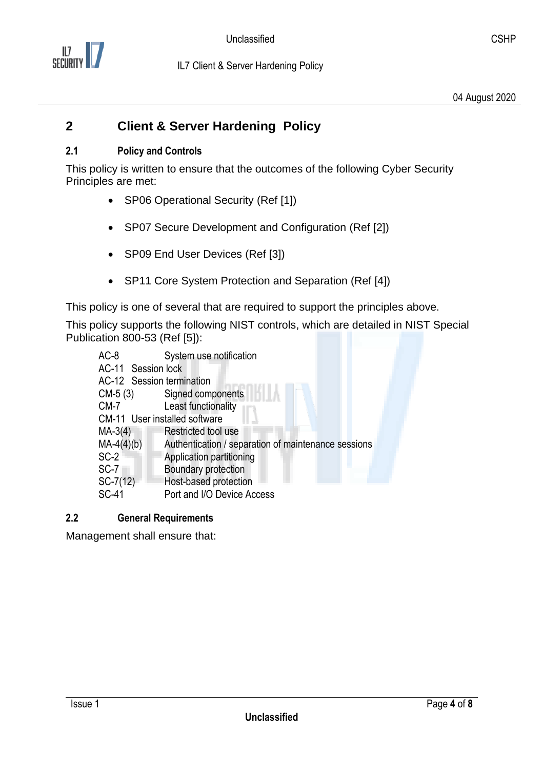# 2 Client & Server Hardening Policy

## 2.1 Policy and Controls

This policy is written to ensure that the outcomes of the following Cyber Security Principles are met:

- SP06 Operational Security (Ref [1])
- SP07 Secure Development and Configuration (Ref [2])
- SP09 End User Devices (Ref [3])
- SP11 Core System Protection and Separation (Ref [4])

This policy is one of several that are required to support the principles above.

This policy supports the following NIST controls, which are detailed in NIST Special Publication 800-53 (Ref [5]):

| | |
|---|---|
| AC-8 | System use notification |
| AC-11 | Session lock |
| AC-12 | Session termination |
| CM-5 (3) | Signed components |
| CM-7 | Least functionality |
| CM-11 | User installed software |
| MA-3(4) | Restricted tool use |
| MA-4(4)(b) | Authentication / separation of maintenance sessions |
| SC-2 | Application partitioning |
| SC-7 | Boundary protection |
| SC-7(12) | Host-based protection |
| SC-41 | Port and I/O Device Access |

## 2.2 General Requirements

Management shall ensure that: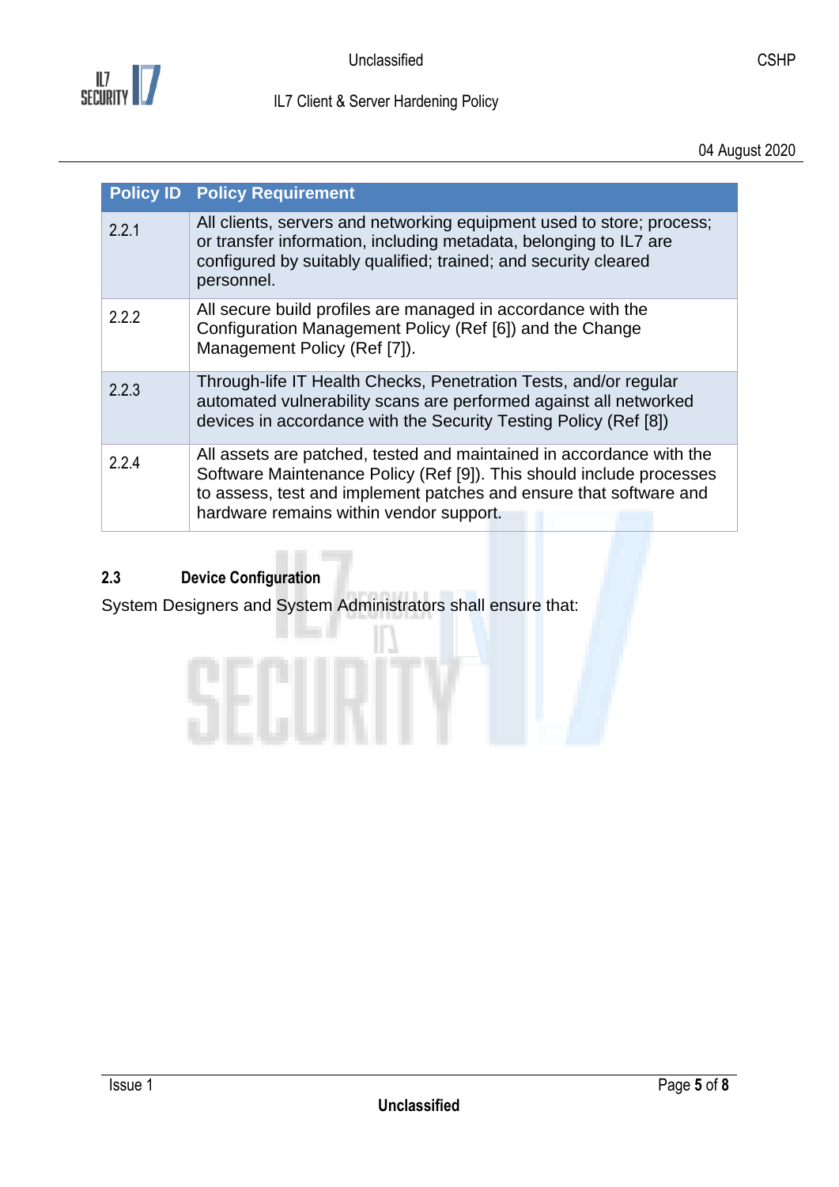| Policy ID | Policy Requirement |
|---|---|
| 2.2.1 | All clients, servers and networking equipment used to store; process; or transfer information, including metadata, belonging to IL7 are configured by suitably qualified; trained; and security cleared personnel. |
| 2.2.2 | All secure build profiles are managed in accordance with the Configuration Management Policy (Ref [6]) and the Change Management Policy (Ref [7]). |
| 2.2.3 | Through-life IT Health Checks, Penetration Tests, and/or regular automated vulnerability scans are performed against all networked devices in accordance with the Security Testing Policy (Ref [8]) |
| 2.2.4 | All assets are patched, tested and maintained in accordance with the Software Maintenance Policy (Ref [9]). This should include processes to assess, test and implement patches and ensure that software and hardware remains within vendor support. |

## 2.3 Device Configuration

System Designers and System Administrators shall ensure that: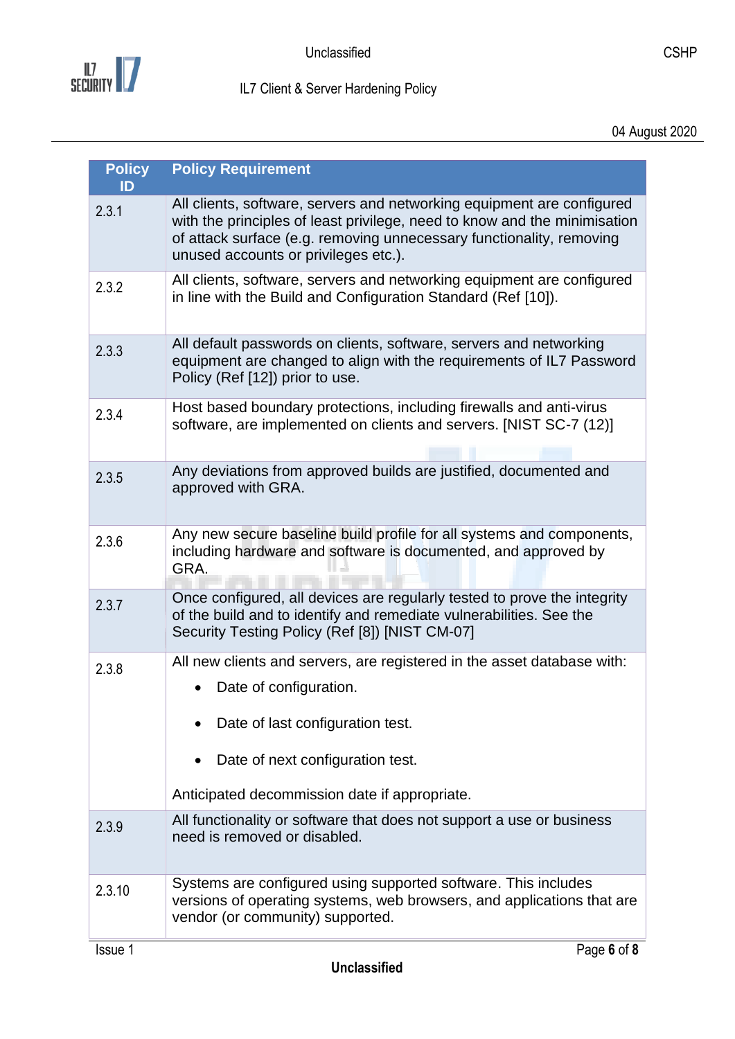| Policy ID | Policy Requirement |
|---|---|
| 2.3.1 | All clients, software, servers and networking equipment are configured with the principles of least privilege, need to know and the minimisation of attack surface (e.g. removing unnecessary functionality, removing unused accounts or privileges etc.). |
| 2.3.2 | All clients, software, servers and networking equipment are configured in line with the Build and Configuration Standard (Ref [10]). |
| 2.3.3 | All default passwords on clients, software, servers and networking equipment are changed to align with the requirements of IL7 Password Policy (Ref [12]) prior to use. |
| 2.3.4 | Host based boundary protections, including firewalls and anti-virus software, are implemented on clients and servers. [NIST SC-7 (12)] |
| 2.3.5 | Any deviations from approved builds are justified, documented and approved with GRA. |
| 2.3.6 | Any new secure baseline build profile for all systems and components, including hardware and software is documented, and approved by GRA. |
| 2.3.7 | Once configured, all devices are regularly tested to prove the integrity of the build and to identify and remediate vulnerabilities. See the Security Testing Policy (Ref [8]) [NIST CM-07] |
| 2.3.8 | All new clients and servers, are registered in the asset database with:<br>• Date of configuration.<br>• Date of last configuration test.<br>• Date of next configuration test.<br>Anticipated decommission date if appropriate. |
| 2.3.9 | All functionality or software that does not support a use or business need is removed or disabled. |
| 2.3.10 | Systems are configured using supported software. This includes versions of operating systems, web browsers, and applications that are vendor (or community) supported. |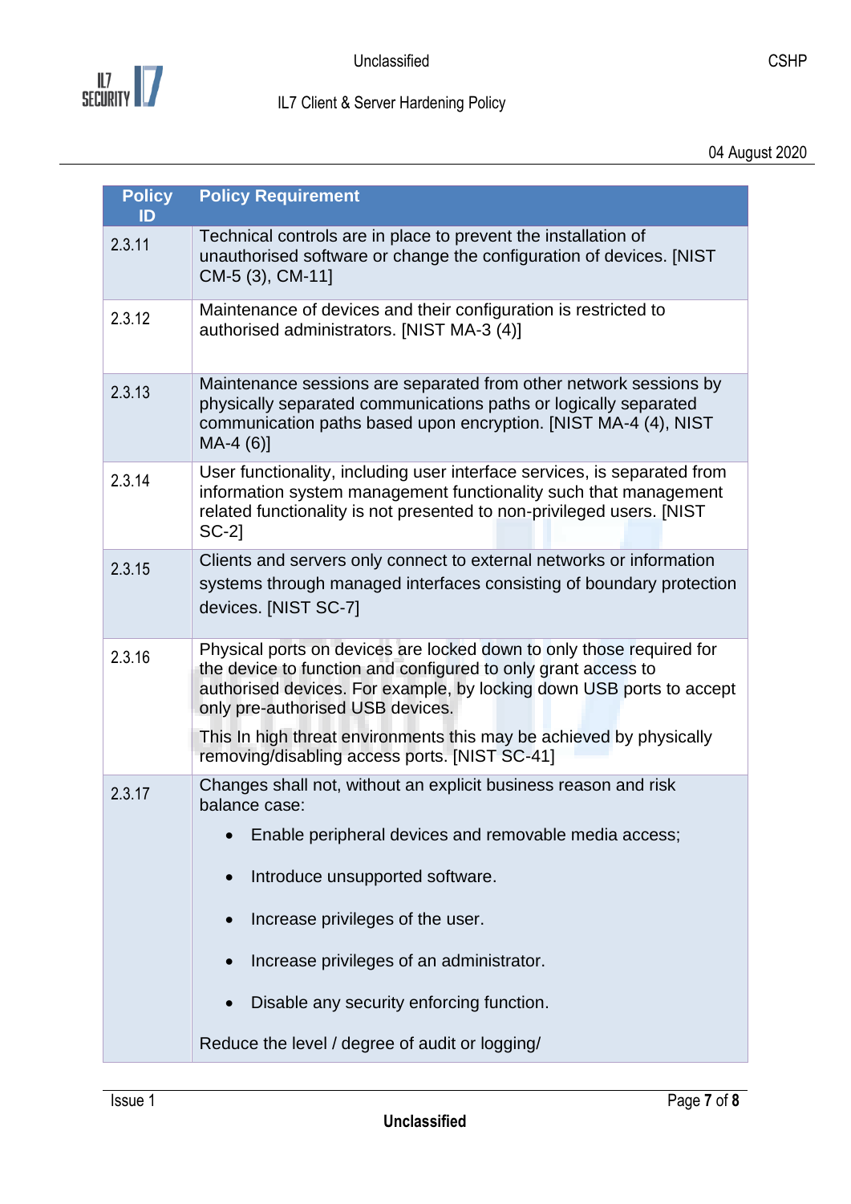| Policy ID | Policy Requirement |
|---|---|
| 2.3.11 | Technical controls are in place to prevent the installation of unauthorised software or change the configuration of devices. [NIST CM-5 (3), CM-11] |
| 2.3.12 | Maintenance of devices and their configuration is restricted to authorised administrators. [NIST MA-3 (4)] |
| 2.3.13 | Maintenance sessions are separated from other network sessions by physically separated communications paths or logically separated communication paths based upon encryption. [NIST MA-4 (4), NIST MA-4 (6)] |
| 2.3.14 | User functionality, including user interface services, is separated from information system management functionality such that management related functionality is not presented to non-privileged users. [NIST SC-2] |
| 2.3.15 | Clients and servers only connect to external networks or information systems through managed interfaces consisting of boundary protection devices. [NIST SC-7] |
| 2.3.16 | Physical ports on devices are locked down to only those required for the device to function and configured to only grant access to authorised devices. For example, by locking down USB ports to accept only pre-authorised USB devices.<br><br>This In high threat environments this may be achieved by physically removing/disabling access ports. [NIST SC-41] |
| 2.3.17 | Changes shall not, without an explicit business reason and risk balance case:<br>• Enable peripheral devices and removable media access;<br>• Introduce unsupported software.<br>• Increase privileges of the user.<br>• Increase privileges of an administrator.<br>• Disable any security enforcing function.<br><br>Reduce the level / degree of audit or logging/ |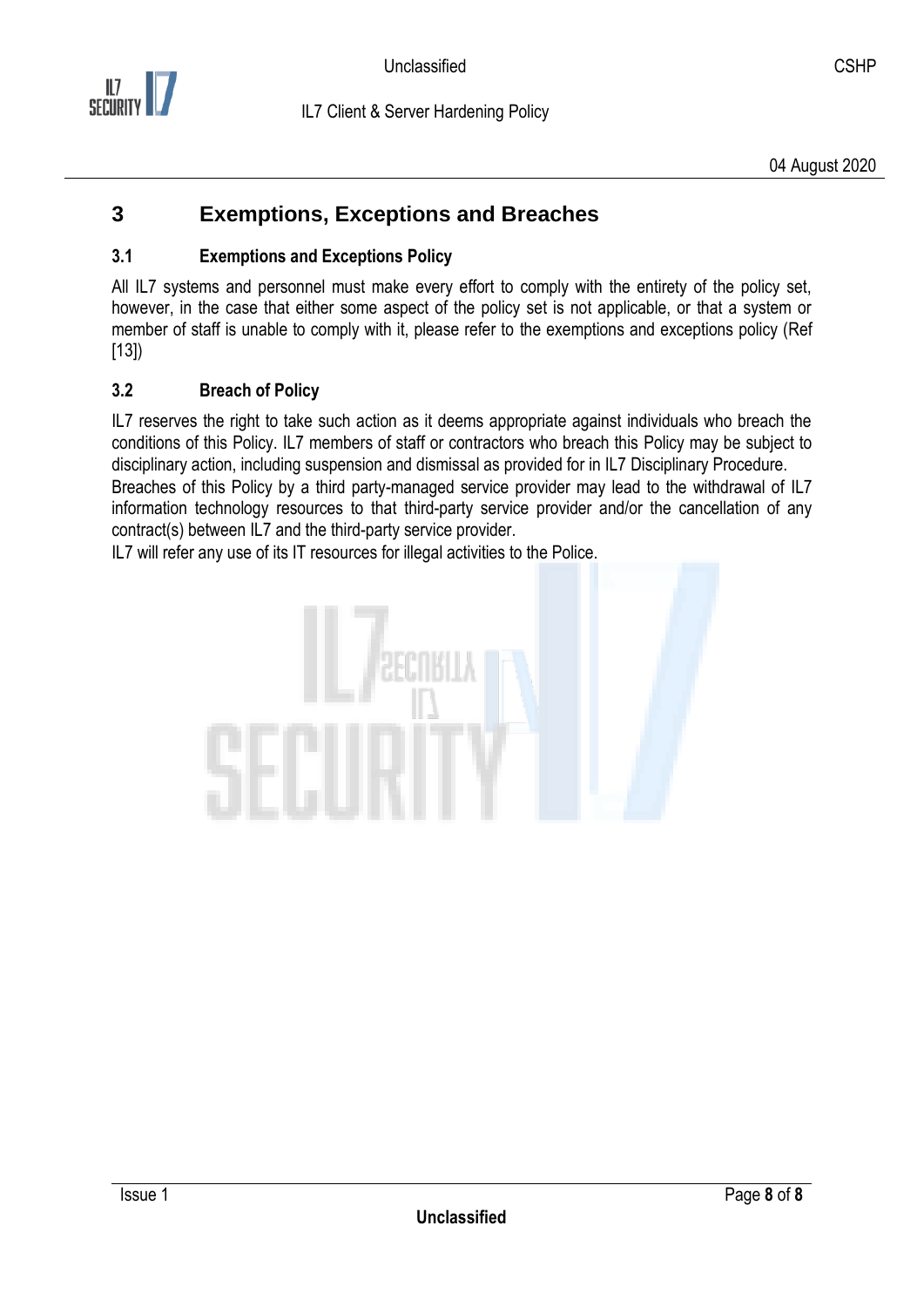# 3 Exemptions, Exceptions and Breaches

## 3.1 Exemptions and Exceptions Policy

All IL7 systems and personnel must make every effort to comply with the entirety of the policy set, however, in the case that either some aspect of the policy set is not applicable, or that a system or member of staff is unable to comply with it, please refer to the exemptions and exceptions policy (Ref [13])

## 3.2 Breach of Policy

IL7 reserves the right to take such action as it deems appropriate against individuals who breach the conditions of this Policy. IL7 members of staff or contractors who breach this Policy may be subject to disciplinary action, including suspension and dismissal as provided for in IL7 Disciplinary Procedure.

Breaches of this Policy by a third party-managed service provider may lead to the withdrawal of IL7 information technology resources to that third-party service provider and/or the cancellation of any contract(s) between IL7 and the third-party service provider.

IL7 will refer any use of its IT resources for illegal activities to the Police.